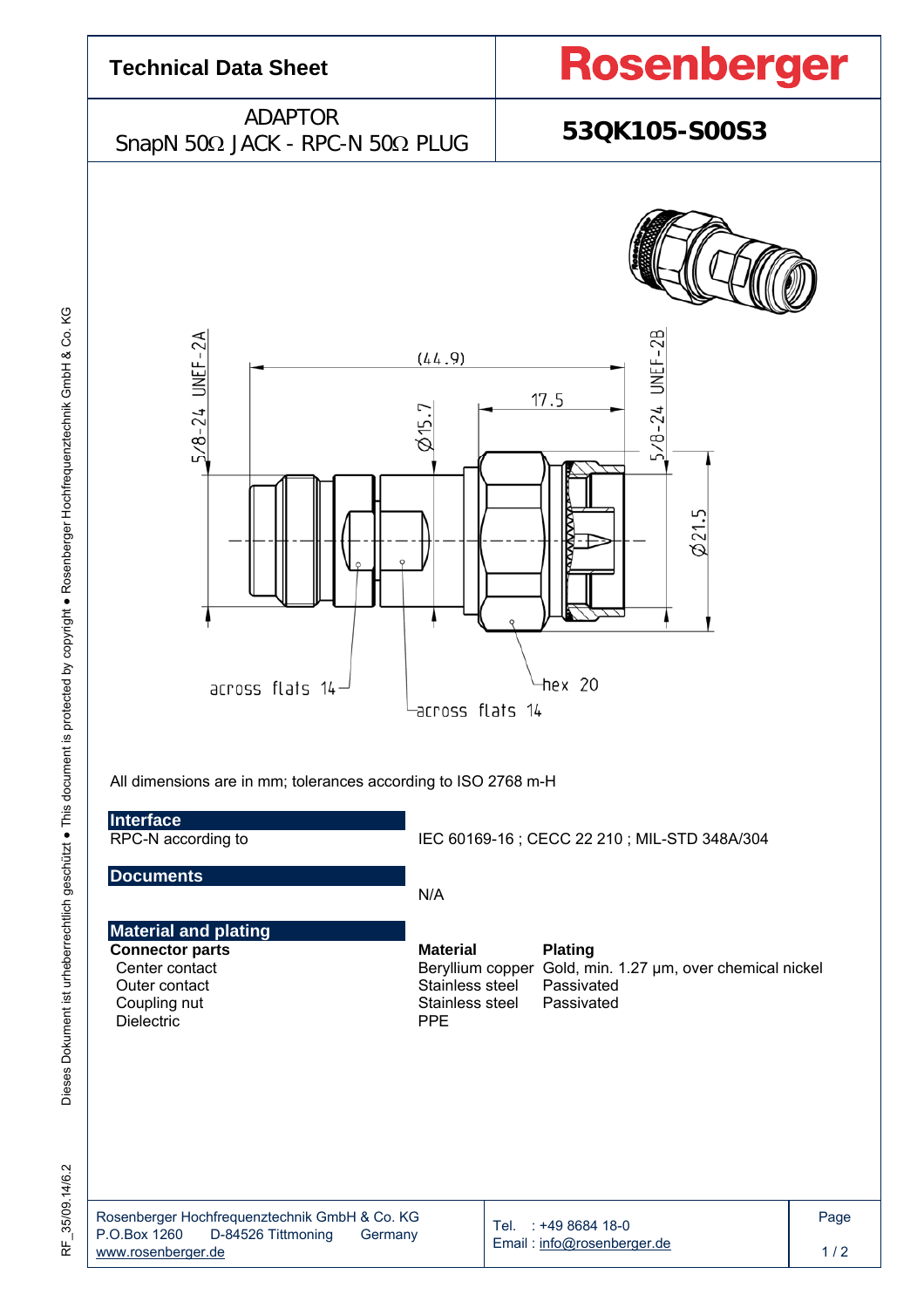# Technical Data Sheet

**Rosenberger**

ADAPTOR
SnapN 50Ω JACK - RPC-N 50Ω PLUG

**53QK105-S00S3**

5/8-24 UNEF-2A

(44.9)

17.5

Ø15.7

5/8-24 UNEF-2B

Ø21.5

across flats 14

hex 20

across flats 14

All dimensions are in mm; tolerances according to ISO 2768 m-H

## Interface

RPC-N according to IEC 60169-16 ; CECC 22 210 ; MIL-STD 348A/304

## Documents

N/A

## Material and plating

| **Connector parts** | **Material** | **Plating** |
|---|---|---|
| Center contact | Beryllium copper | Gold, min. 1.27 µm, over chemical nickel |
| Outer contact | Stainless steel | Passivated |
| Coupling nut | Stainless steel | Passivated |
| Dielectric | PPE | |

Rosenberger Hochfrequenztechnik GmbH & Co. KG
P.O.Box 1260 D-84526 Tittmoning Germany
www.rosenberger.de

Tel. : +49 8684 18-0
Email : info@rosenberger.de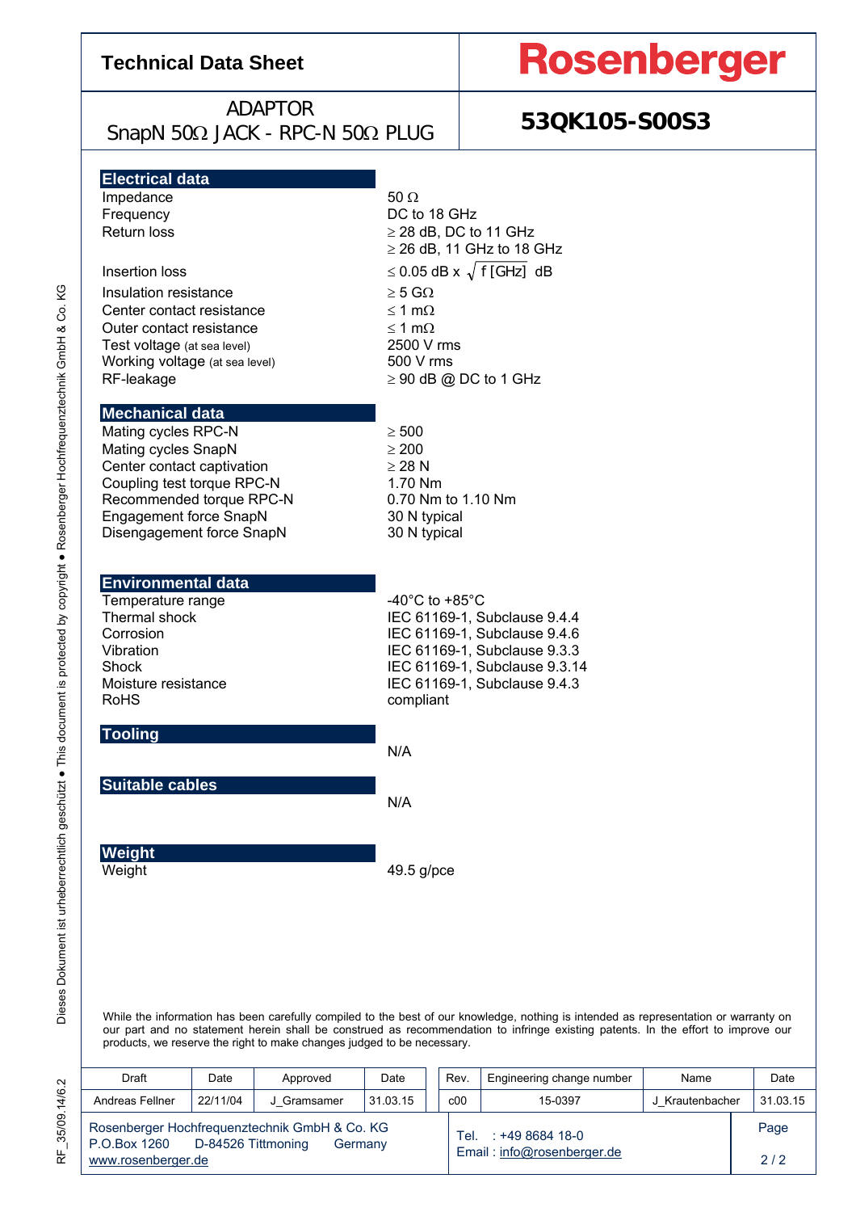# Technical Data Sheet

**Rosenberger**

ADAPTOR
SnapN 50Ω JACK - RPC-N 50Ω PLUG

**53QK105-S00S3**

## Electrical data

| | |
|---|---|
| Impedance | 50 Ω |
| Frequency | DC to 18 GHz |
| Return loss | ≥ 28 dB, DC to 11 GHz<br>≥ 26 dB, 11 GHz to 18 GHz |
| Insertion loss | ≤ 0.05 dB x $\sqrt{f\,[\text{GHz}]}$ dB |
| Insulation resistance | ≥ 5 GΩ |
| Center contact resistance | ≤ 1 mΩ |
| Outer contact resistance | ≤ 1 mΩ |
| Test voltage (at sea level) | 2500 V rms |
| Working voltage (at sea level) | 500 V rms |
| RF-leakage | ≥ 90 dB @ DC to 1 GHz |

## Mechanical data

| | |
|---|---|
| Mating cycles RPC-N | ≥ 500 |
| Mating cycles SnapN | ≥ 200 |
| Center contact captivation | ≥ 28 N |
| Coupling test torque RPC-N | 1.70 Nm |
| Recommended torque RPC-N | 0.70 Nm to 1.10 Nm |
| Engagement force SnapN | 30 N typical |
| Disengagement force SnapN | 30 N typical |

## Environmental data

| | |
|---|---|
| Temperature range | -40°C to +85°C |
| Thermal shock | IEC 61169-1, Subclause 9.4.4 |
| Corrosion | IEC 61169-1, Subclause 9.4.6 |
| Vibration | IEC 61169-1, Subclause 9.3.3 |
| Shock | IEC 61169-1, Subclause 9.3.14 |
| Moisture resistance | IEC 61169-1, Subclause 9.4.3 |
| RoHS | compliant |

## Tooling

N/A

## Suitable cables

N/A

## Weight

| | |
|---|---|
| Weight | 49.5 g/pce |

While the information has been carefully compiled to the best of our knowledge, nothing is intended as representation or warranty on our part and no statement herein shall be construed as recommendation to infringe existing patents. In the effort to improve our products, we reserve the right to make changes judged to be necessary.

| Draft | Date | Approved | Date | Rev. | Engineering change number | Name | Date |
|---|---|---|---|---|---|---|---|
| Andreas Fellner | 22/11/04 | J_Gramsamer | 31.03.15 | c00 | 15-0397 | J_Krautenbacher | 31.03.15 |

Rosenberger Hochfrequenztechnik GmbH & Co. KG
P.O.Box 1260 D-84526 Tittmoning Germany
www.rosenberger.de

Tel. : +49 8684 18-0
Email : info@rosenberger.de

RF_35/09.14/6.2

Dieses Dokument ist urheberrechtlich geschützt ● This document is protected by copyright ● Rosenberger Hochfrequenztechnik GmbH & Co. KG